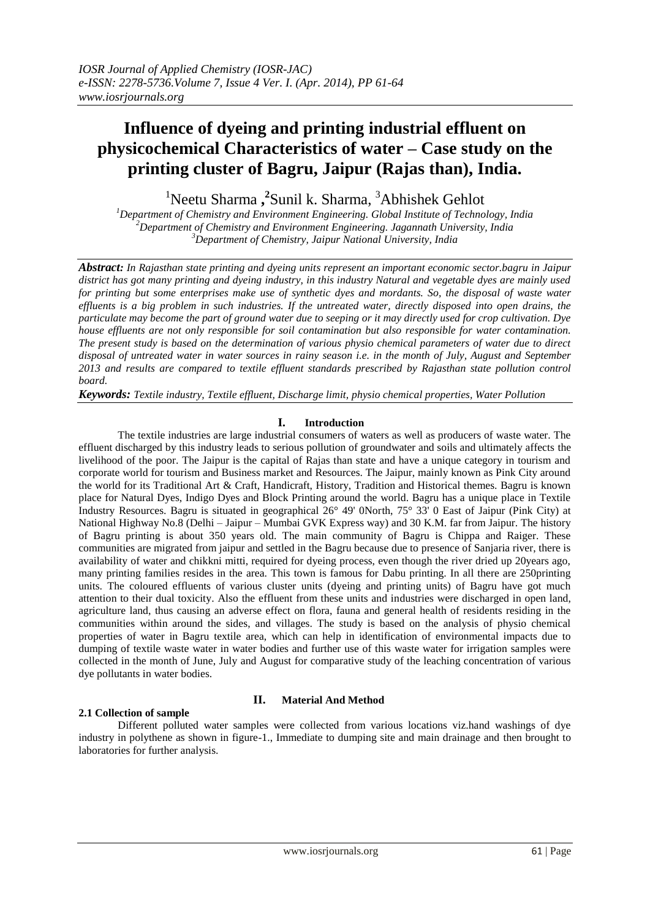# Influence of dyeing and printing industrial effluent on physicochemical Characteristics of water – Case study on the printing cluster of Bagru, Jaipur (Rajas than), India.

[1]Neetu Sharma ,[2]Sunil k. Sharma, [3]Abhishek Gehlot

[1]*Department of Chemistry and Environment Engineering. Global Institute of Technology, India*
[2]*Department of Chemistry and Environment Engineering. Jagannath University, India*
[3]*Department of Chemistry, Jaipur National University, India*

***Abstract:*** *In Rajasthan state printing and dyeing units represent an important economic sector.bagru in Jaipur district has got many printing and dyeing industry, in this industry Natural and vegetable dyes are mainly used for printing but some enterprises make use of synthetic dyes and mordants. So, the disposal of waste water effluents is a big problem in such industries. If the untreated water, directly disposed into open drains, the particulate may become the part of ground water due to seeping or it may directly used for crop cultivation. Dye house effluents are not only responsible for soil contamination but also responsible for water contamination. The present study is based on the determination of various physio chemical parameters of water due to direct disposal of untreated water in water sources in rainy season i.e. in the month of July, August and September 2013 and results are compared to textile effluent standards prescribed by Rajasthan state pollution control board.*

***Keywords:*** *Textile industry, Textile effluent, Discharge limit, physio chemical properties, Water Pollution*

## I. Introduction

The textile industries are large industrial consumers of waters as well as producers of waste water. The effluent discharged by this industry leads to serious pollution of groundwater and soils and ultimately affects the livelihood of the poor. The Jaipur is the capital of Rajas than state and have a unique category in tourism and corporate world for tourism and Business market and Resources. The Jaipur, mainly known as Pink City around the world for its Traditional Art & Craft, Handicraft, History, Tradition and Historical themes. Bagru is known place for Natural Dyes, Indigo Dyes and Block Printing around the world. Bagru has a unique place in Textile Industry Resources. Bagru is situated in geographical 26° 49' 0North, 75° 33' 0 East of Jaipur (Pink City) at National Highway No.8 (Delhi – Jaipur – Mumbai GVK Express way) and 30 K.M. far from Jaipur. The history of Bagru printing is about 350 years old. The main community of Bagru is Chippa and Raiger. These communities are migrated from jaipur and settled in the Bagru because due to presence of Sanjaria river, there is availability of water and chikkni mitti, required for dyeing process, even though the river dried up 20years ago, many printing families resides in the area. This town is famous for Dabu printing. In all there are 250printing units. The coloured effluents of various cluster units (dyeing and printing units) of Bagru have got much attention to their dual toxicity. Also the effluent from these units and industries were discharged in open land, agriculture land, thus causing an adverse effect on flora, fauna and general health of residents residing in the communities within around the sides, and villages. The study is based on the analysis of physio chemical properties of water in Bagru textile area, which can help in identification of environmental impacts due to dumping of textile waste water in water bodies and further use of this waste water for irrigation samples were collected in the month of June, July and August for comparative study of the leaching concentration of various dye pollutants in water bodies.

## II. Material And Method

### 2.1 Collection of sample

Different polluted water samples were collected from various locations viz.hand washings of dye industry in polythene as shown in figure-1., Immediate to dumping site and main drainage and then brought to laboratories for further analysis.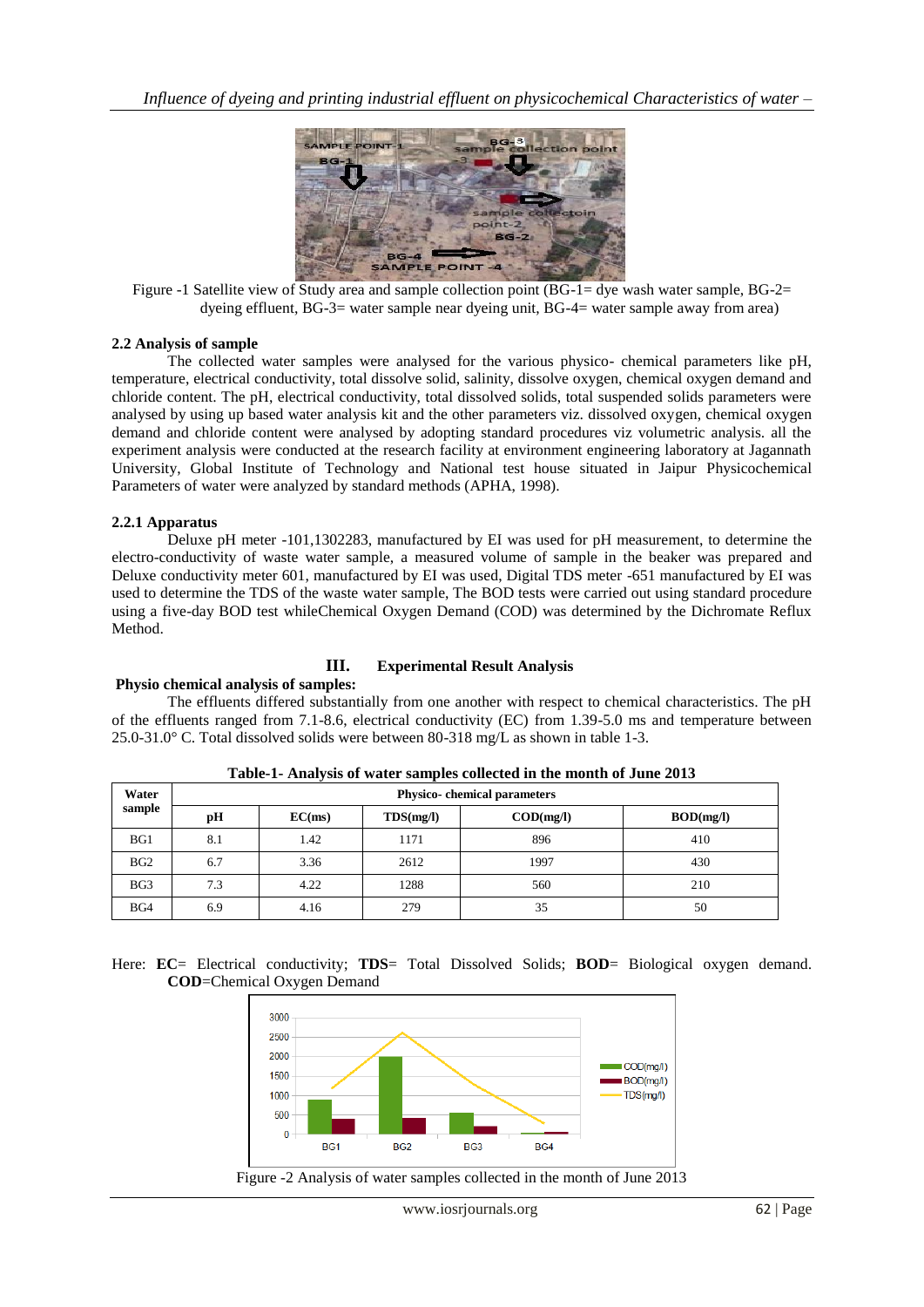Figure -1 Satellite view of Study area and sample collection point (BG-1= dye wash water sample, BG-2= dyeing effluent, BG-3= water sample near dyeing unit, BG-4= water sample away from area)

### 2.2 Analysis of sample

The collected water samples were analysed for the various physico- chemical parameters like pH, temperature, electrical conductivity, total dissolve solid, salinity, dissolve oxygen, chemical oxygen demand and chloride content. The pH, electrical conductivity, total dissolved solids, total suspended solids parameters were analysed by using up based water analysis kit and the other parameters viz. dissolved oxygen, chemical oxygen demand and chloride content were analysed by adopting standard procedures viz volumetric analysis. all the experiment analysis were conducted at the research facility at environment engineering laboratory at Jagannath University, Global Institute of Technology and National test house situated in Jaipur Physicochemical Parameters of water were analyzed by standard methods (APHA, 1998).

### 2.2.1 Apparatus

Deluxe pH meter -101,1302283, manufactured by EI was used for pH measurement, to determine the electro-conductivity of waste water sample, a measured volume of sample in the beaker was prepared and Deluxe conductivity meter 601, manufactured by EI was used, Digital TDS meter -651 manufactured by EI was used to determine the TDS of the waste water sample, The BOD tests were carried out using standard procedure using a five-day BOD test whileChemical Oxygen Demand (COD) was determined by the Dichromate Reflux Method.

## III. Experimental Result Analysis

**Physio chemical analysis of samples:**

The effluents differed substantially from one another with respect to chemical characteristics. The pH of the effluents ranged from 7.1-8.6, electrical conductivity (EC) from 1.39-5.0 ms and temperature between 25.0-31.0° C. Total dissolved solids were between 80-318 mg/L as shown in table 1-3.

**Table-1- Analysis of water samples collected in the month of June 2013**

| Water sample | Physico- chemical parameters | | | | |
|---|---|---|---|---|---|
| | pH | EC(ms) | TDS(mg/l) | COD(mg/l) | BOD(mg/l) |
| BG1 | 8.1 | 1.42 | 1171 | 896 | 410 |
| BG2 | 6.7 | 3.36 | 2612 | 1997 | 430 |
| BG3 | 7.3 | 4.22 | 1288 | 560 | 210 |
| BG4 | 6.9 | 4.16 | 279 | 35 | 50 |

Here: **EC**= Electrical conductivity; **TDS**= Total Dissolved Solids; **BOD**= Biological oxygen demand. **COD**=Chemical Oxygen Demand

Figure -2 Analysis of water samples collected in the month of June 2013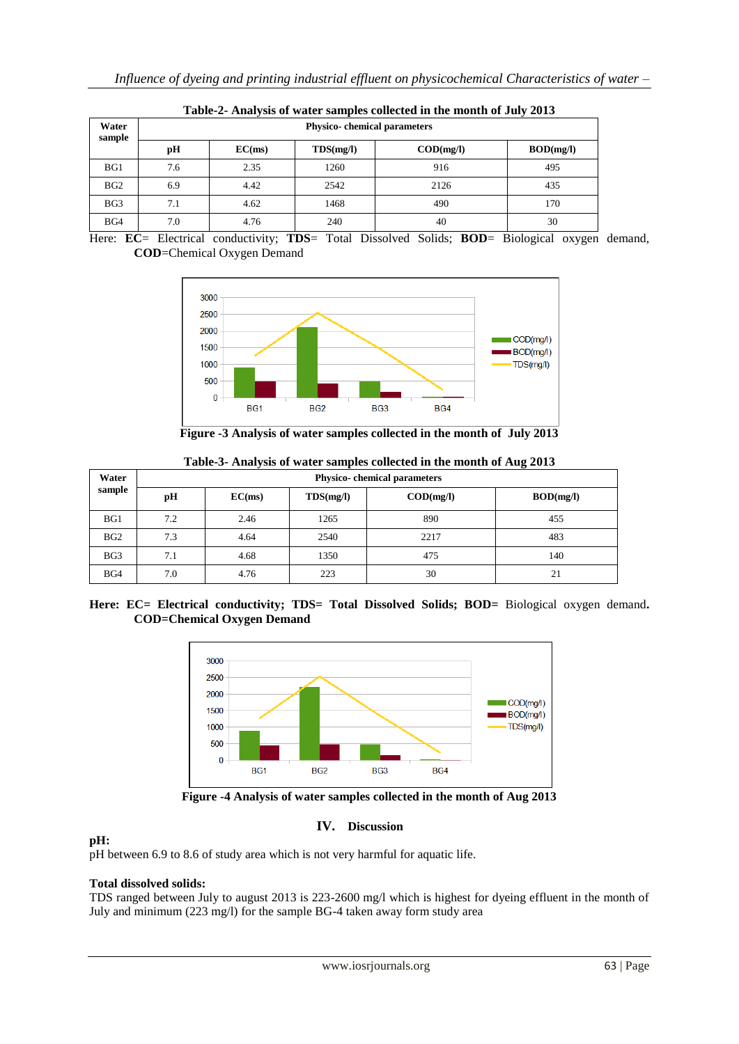**Table-2- Analysis of water samples collected in the month of July 2013**

| Water sample | Physico- chemical parameters | | | | |
|---|---|---|---|---|---|
| | **pH** | **EC(ms)** | **TDS(mg/l)** | **COD(mg/l)** | **BOD(mg/l)** |
| BG1 | 7.6 | 2.35 | 1260 | 916 | 495 |
| BG2 | 6.9 | 4.42 | 2542 | 2126 | 435 |
| BG3 | 7.1 | 4.62 | 1468 | 490 | 170 |
| BG4 | 7.0 | 4.76 | 240 | 40 | 30 |

Here: **EC**= Electrical conductivity; **TDS**= Total Dissolved Solids; **BOD**= Biological oxygen demand, **COD**=Chemical Oxygen Demand

**Figure -3 Analysis of water samples collected in the month of July 2013**

**Table-3- Analysis of water samples collected in the month of Aug 2013**

| Water sample | Physico- chemical parameters | | | | |
|---|---|---|---|---|---|
| | **pH** | **EC(ms)** | **TDS(mg/l)** | **COD(mg/l)** | **BOD(mg/l)** |
| BG1 | 7.2 | 2.46 | 1265 | 890 | 455 |
| BG2 | 7.3 | 4.64 | 2540 | 2217 | 483 |
| BG3 | 7.1 | 4.68 | 1350 | 475 | 140 |
| BG4 | 7.0 | 4.76 | 223 | 30 | 21 |

**Here: EC= Electrical conductivity; TDS= Total Dissolved Solids; BOD=** Biological oxygen demand**. COD=Chemical Oxygen Demand**

**Figure -4 Analysis of water samples collected in the month of Aug 2013**

## IV. Discussion

**pH:**
pH between 6.9 to 8.6 of study area which is not very harmful for aquatic life.

**Total dissolved solids:**
TDS ranged between July to august 2013 is 223-2600 mg/l which is highest for dyeing effluent in the month of July and minimum (223 mg/l) for the sample BG-4 taken away form study area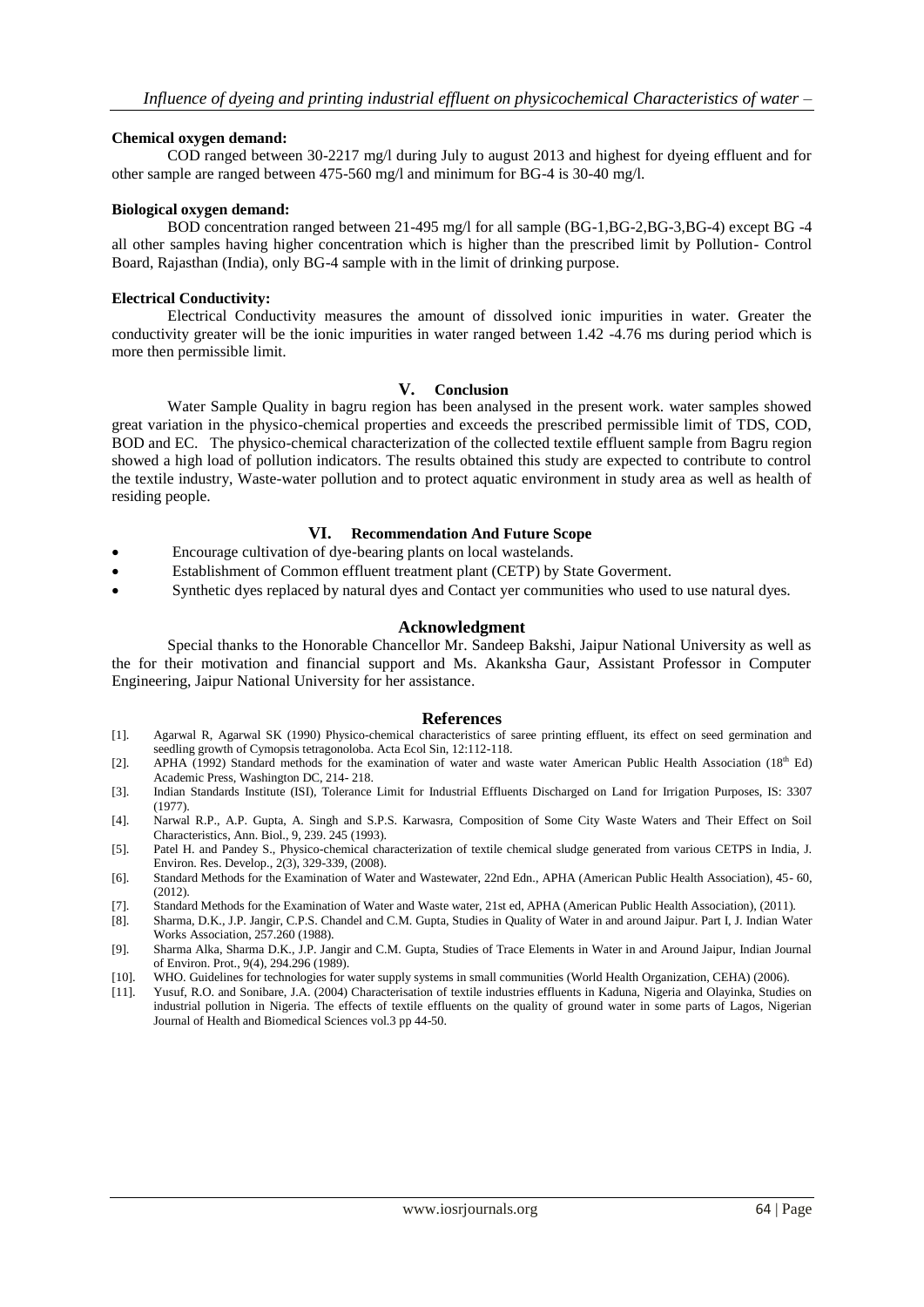**Chemical oxygen demand:**

COD ranged between 30-2217 mg/l during July to august 2013 and highest for dyeing effluent and for other sample are ranged between 475-560 mg/l and minimum for BG-4 is 30-40 mg/l.

**Biological oxygen demand:**

BOD concentration ranged between 21-495 mg/l for all sample (BG-1,BG-2,BG-3,BG-4) except BG -4 all other samples having higher concentration which is higher than the prescribed limit by Pollution- Control Board, Rajasthan (India), only BG-4 sample with in the limit of drinking purpose.

**Electrical Conductivity:**

Electrical Conductivity measures the amount of dissolved ionic impurities in water. Greater the conductivity greater will be the ionic impurities in water ranged between 1.42 -4.76 ms during period which is more then permissible limit.

## V. Conclusion

Water Sample Quality in bagru region has been analysed in the present work. water samples showed great variation in the physico-chemical properties and exceeds the prescribed permissible limit of TDS, COD, BOD and EC. The physico-chemical characterization of the collected textile effluent sample from Bagru region showed a high load of pollution indicators. The results obtained this study are expected to contribute to control the textile industry, Waste-water pollution and to protect aquatic environment in study area as well as health of residing people.

## VI. Recommendation And Future Scope

- Encourage cultivation of dye-bearing plants on local wastelands.
- Establishment of Common effluent treatment plant (CETP) by State Goverment.
- Synthetic dyes replaced by natural dyes and Contact yer communities who used to use natural dyes.

## Acknowledgment

Special thanks to the Honorable Chancellor Mr. Sandeep Bakshi, Jaipur National University as well as the for their motivation and financial support and Ms. Akanksha Gaur, Assistant Professor in Computer Engineering, Jaipur National University for her assistance.

## References

[1]. Agarwal R, Agarwal SK (1990) Physico-chemical characteristics of saree printing effluent, its effect on seed germination and seedling growth of Cymopsis tetragonoloba. Acta Ecol Sin, 12:112-118.

[2]. APHA (1992) Standard methods for the examination of water and waste water American Public Health Association (18th Ed) Academic Press, Washington DC, 214- 218.

[3]. Indian Standards Institute (ISI), Tolerance Limit for Industrial Effluents Discharged on Land for Irrigation Purposes, IS: 3307 (1977).

[4]. Narwal R.P., A.P. Gupta, A. Singh and S.P.S. Karwasra, Composition of Some City Waste Waters and Their Effect on Soil Characteristics, Ann. Biol., 9, 239. 245 (1993).

[5]. Patel H. and Pandey S., Physico-chemical characterization of textile chemical sludge generated from various CETPS in India, J. Environ. Res. Develop., 2(3), 329-339, (2008).

[6]. Standard Methods for the Examination of Water and Wastewater, 22nd Edn., APHA (American Public Health Association), 45- 60, (2012).

[7]. Standard Methods for the Examination of Water and Waste water, 21st ed, APHA (American Public Health Association), (2011).

[8]. Sharma, D.K., J.P. Jangir, C.P.S. Chandel and C.M. Gupta, Studies in Quality of Water in and around Jaipur. Part I, J. Indian Water Works Association, 257.260 (1988).

[9]. Sharma Alka, Sharma D.K., J.P. Jangir and C.M. Gupta, Studies of Trace Elements in Water in and Around Jaipur, Indian Journal of Environ. Prot., 9(4), 294.296 (1989).

[10]. WHO. Guidelines for technologies for water supply systems in small communities (World Health Organization, CEHA) (2006).

[11]. Yusuf, R.O. and Sonibare, J.A. (2004) Characterisation of textile industries effluents in Kaduna, Nigeria and Olayinka, Studies on industrial pollution in Nigeria. The effects of textile effluents on the quality of ground water in some parts of Lagos, Nigerian Journal of Health and Biomedical Sciences vol.3 pp 44-50.